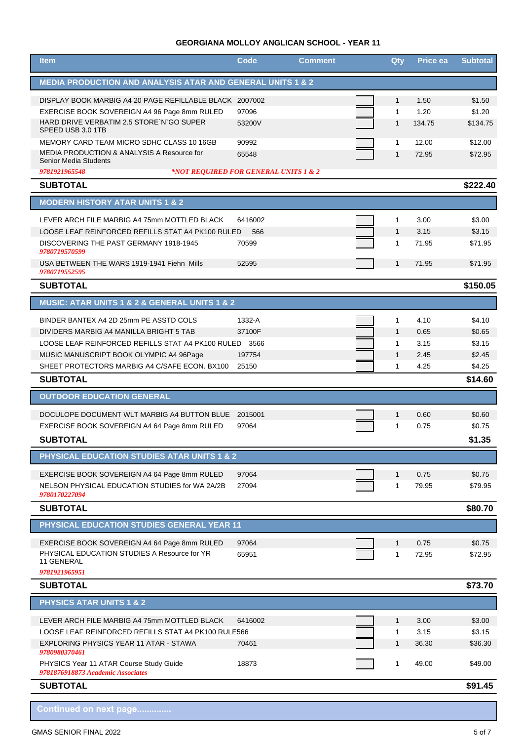## GEORGIANA MOLLOY ANGLICAN SCHOOL - YEAR 11

| Item | Code | Comment | Qty | Price ea | Subtotal |
|---|---|---|---|---|---|
| **MEDIA PRODUCTION AND ANALYSIS ATAR AND GENERAL UNITS 1 & 2** | | | | | |
| DISPLAY BOOK MARBIG A4 20 PAGE REFILLABLE BLACK | 2007002 | | 1 | 1.50 | $1.50 |
| EXERCISE BOOK SOVEREIGN A4 96 Page 8mm RULED | 97096 | | 1 | 1.20 | $1.20 |
| HARD DRIVE VERBATIM 2.5 STORE`N`GO SUPER SPEED USB 3.0 1TB | 53200V | | 1 | 134.75 | $134.75 |
| MEMORY CARD TEAM MICRO SDHC CLASS 10 16GB | 90992 | | 1 | 12.00 | $12.00 |
| MEDIA PRODUCTION & ANALYSIS A Resource for Senior Media Students *9781921965548* | 65548 | *\*NOT REQUIRED FOR GENERAL UNITS 1 & 2* | 1 | 72.95 | $72.95 |
| **SUBTOTAL** | | | | | **$222.40** |
| **MODERN HISTORY ATAR UNITS 1 & 2** | | | | | |
| LEVER ARCH FILE MARBIG A4 75mm MOTTLED BLACK | 6416002 | | 1 | 3.00 | $3.00 |
| LOOSE LEAF REINFORCED REFILLS STAT A4 PK100 RULED | 566 | | 1 | 3.15 | $3.15 |
| DISCOVERING THE PAST GERMANY 1918-1945 *9780719570599* | 70599 | | 1 | 71.95 | $71.95 |
| USA BETWEEN THE WARS 1919-1941 Fiehn Mills *9780719552595* | 52595 | | 1 | 71.95 | $71.95 |
| **SUBTOTAL** | | | | | **$150.05** |
| **MUSIC: ATAR UNITS 1 & 2 & GENERAL UNITS 1 & 2** | | | | | |
| BINDER BANTEX A4 2D 25mm PE ASSTD COLS | 1332-A | | 1 | 4.10 | $4.10 |
| DIVIDERS MARBIG A4 MANILLA BRIGHT 5 TAB | 37100F | | 1 | 0.65 | $0.65 |
| LOOSE LEAF REINFORCED REFILLS STAT A4 PK100 RULED | 3566 | | 1 | 3.15 | $3.15 |
| MUSIC MANUSCRIPT BOOK OLYMPIC A4 96Page | 197754 | | 1 | 2.45 | $2.45 |
| SHEET PROTECTORS MARBIG A4 C/SAFE ECON. BX100 | 25150 | | 1 | 4.25 | $4.25 |
| **SUBTOTAL** | | | | | **$14.60** |
| **OUTDOOR EDUCATION GENERAL** | | | | | |
| DOCULOPE DOCUMENT WLT MARBIG A4 BUTTON BLUE | 2015001 | | 1 | 0.60 | $0.60 |
| EXERCISE BOOK SOVEREIGN A4 64 Page 8mm RULED | 97064 | | 1 | 0.75 | $0.75 |
| **SUBTOTAL** | | | | | **$1.35** |
| **PHYSICAL EDUCATION STUDIES ATAR UNITS 1 & 2** | | | | | |
| EXERCISE BOOK SOVEREIGN A4 64 Page 8mm RULED | 97064 | | 1 | 0.75 | $0.75 |
| NELSON PHYSICAL EDUCATION STUDIES for WA 2A/2B *9780170227094* | 27094 | | 1 | 79.95 | $79.95 |
| **SUBTOTAL** | | | | | **$80.70** |
| **PHYSICAL EDUCATION STUDIES GENERAL YEAR 11** | | | | | |
| EXERCISE BOOK SOVEREIGN A4 64 Page 8mm RULED | 97064 | | 1 | 0.75 | $0.75 |
| PHYSICAL EDUCATION STUDIES A Resource for YR 11 GENERAL *9781921965951* | 65951 | | 1 | 72.95 | $72.95 |
| **SUBTOTAL** | | | | | **$73.70** |
| **PHYSICS ATAR UNITS 1 & 2** | | | | | |
| LEVER ARCH FILE MARBIG A4 75mm MOTTLED BLACK | 6416002 | | 1 | 3.00 | $3.00 |
| LOOSE LEAF REINFORCED REFILLS STAT A4 PK100 RULE | 566 | | 1 | 3.15 | $3.15 |
| EXPLORING PHYSICS YEAR 11 ATAR - STAWA *9780980370461* | 70461 | | 1 | 36.30 | $36.30 |
| PHYSICS Year 11 ATAR Course Study Guide *9781876918873 Academic Associates* | 18873 | | 1 | 49.00 | $49.00 |
| **SUBTOTAL** | | | | | **$91.45** |

**Continued on next page..............**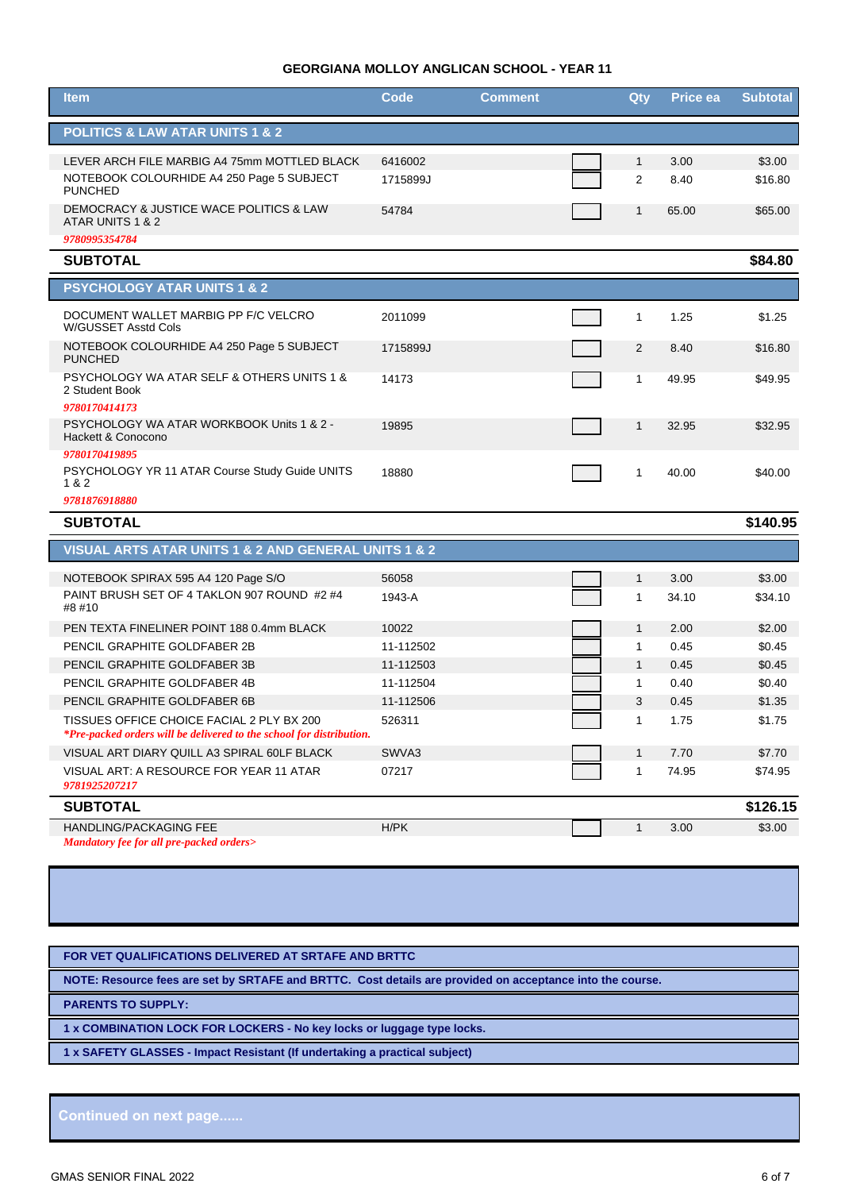## GEORGIANA MOLLOY ANGLICAN SCHOOL - YEAR 11

| Item | Code | Comment | Qty | Price ea | Subtotal |
|---|---|---|---|---|---|
| **POLITICS & LAW ATAR UNITS 1 & 2** | | | | | |
| LEVER ARCH FILE MARBIG A4 75mm MOTTLED BLACK | 6416002 | | 1 | 3.00 | $3.00 |
| NOTEBOOK COLOURHIDE A4 250 Page 5 SUBJECT PUNCHED | 1715899J | | 2 | 8.40 | $16.80 |
| DEMOCRACY & JUSTICE WACE POLITICS & LAW ATAR UNITS 1 & 2 *9780995354784* | 54784 | | 1 | 65.00 | $65.00 |
| **SUBTOTAL** | | | | | **$84.80** |
| **PSYCHOLOGY ATAR UNITS 1 & 2** | | | | | |
| DOCUMENT WALLET MARBIG PP F/C VELCRO W/GUSSET Asstd Cols | 2011099 | | 1 | 1.25 | $1.25 |
| NOTEBOOK COLOURHIDE A4 250 Page 5 SUBJECT PUNCHED | 1715899J | | 2 | 8.40 | $16.80 |
| PSYCHOLOGY WA ATAR SELF & OTHERS UNITS 1 & 2 Student Book *9780170414173* | 14173 | | 1 | 49.95 | $49.95 |
| PSYCHOLOGY WA ATAR WORKBOOK Units 1 & 2 - Hackett & Conocono *9780170419895* | 19895 | | 1 | 32.95 | $32.95 |
| PSYCHOLOGY YR 11 ATAR Course Study Guide UNITS 1 & 2 *9781876918880* | 18880 | | 1 | 40.00 | $40.00 |
| **SUBTOTAL** | | | | | **$140.95** |
| **VISUAL ARTS ATAR UNITS 1 & 2 AND GENERAL UNITS 1 & 2** | | | | | |
| NOTEBOOK SPIRAX 595 A4 120 Page S/O | 56058 | | 1 | 3.00 | $3.00 |
| PAINT BRUSH SET OF 4 TAKLON 907 ROUND #2 #4 #8 #10 | 1943-A | | 1 | 34.10 | $34.10 |
| PEN TEXTA FINELINER POINT 188 0.4mm BLACK | 10022 | | 1 | 2.00 | $2.00 |
| PENCIL GRAPHITE GOLDFABER 2B | 11-112502 | | 1 | 0.45 | $0.45 |
| PENCIL GRAPHITE GOLDFABER 3B | 11-112503 | | 1 | 0.45 | $0.45 |
| PENCIL GRAPHITE GOLDFABER 4B | 11-112504 | | 1 | 0.40 | $0.40 |
| PENCIL GRAPHITE GOLDFABER 6B | 11-112506 | | 3 | 0.45 | $1.35 |
| TISSUES OFFICE CHOICE FACIAL 2 PLY BX 200 *\*Pre-packed orders will be delivered to the school for distribution.* | 526311 | | 1 | 1.75 | $1.75 |
| VISUAL ART DIARY QUILL A3 SPIRAL 60LF BLACK | SWVA3 | | 1 | 7.70 | $7.70 |
| VISUAL ART: A RESOURCE FOR YEAR 11 ATAR *9781925207217* | 07217 | | 1 | 74.95 | $74.95 |
| **SUBTOTAL** | | | | | **$126.15** |
| HANDLING/PACKAGING FEE *Mandatory fee for all pre-packed orders>* | H/PK | | 1 | 3.00 | $3.00 |

**FOR VET QUALIFICATIONS DELIVERED AT SRTAFE AND BRTTC**

**NOTE: Resource fees are set by SRTAFE and BRTTC. Cost details are provided on acceptance into the course.**

**PARENTS TO SUPPLY:**

**1 x COMBINATION LOCK FOR LOCKERS - No key locks or luggage type locks.**

**1 x SAFETY GLASSES - Impact Resistant (If undertaking a practical subject)**

**Continued on next page......**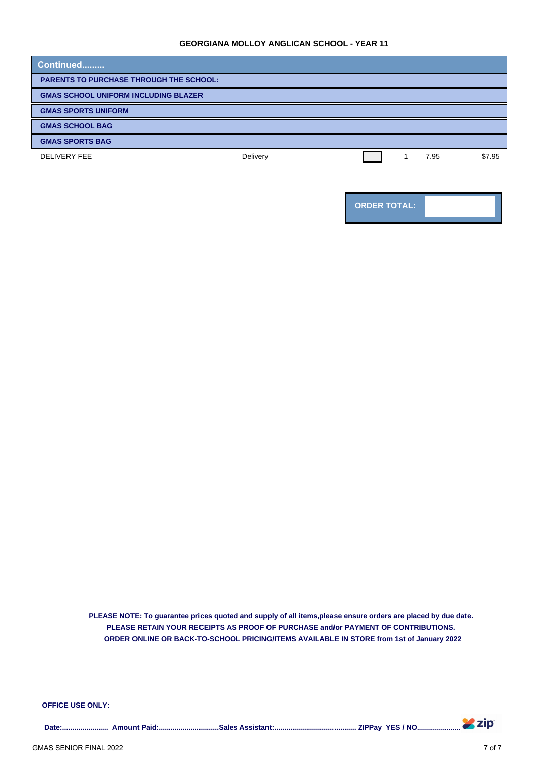**GEORGIANA MOLLOY ANGLICAN SCHOOL - YEAR 11**

| | | | | | |
|---|---|---|---|---|---|
| **Continued.........** | | | | | |
| **PARENTS TO PURCHASE THROUGH THE SCHOOL:** | | | | | |
| **GMAS SCHOOL UNIFORM INCLUDING BLAZER** | | | | | |
| **GMAS SPORTS UNIFORM** | | | | | |
| **GMAS SCHOOL BAG** | | | | | |
| **GMAS SPORTS BAG** | | | | | |
| DELIVERY FEE | Delivery | | 1 | 7.95 | $7.95 |

**ORDER TOTAL:**

**PLEASE NOTE: To guarantee prices quoted and supply of all items,please ensure orders are placed by due date.**
**PLEASE RETAIN YOUR RECEIPTS AS PROOF OF PURCHASE and/or PAYMENT OF CONTRIBUTIONS.**
**ORDER ONLINE OR BACK-TO-SCHOOL PRICING/ITEMS AVAILABLE IN STORE from 1st of January 2022**

**OFFICE USE ONLY:**

**Date:...................... Amount Paid:.............................Sales Assistant:........................................ ZIPPay YES / NO.....................** zip

GMAS SENIOR FINAL 2022